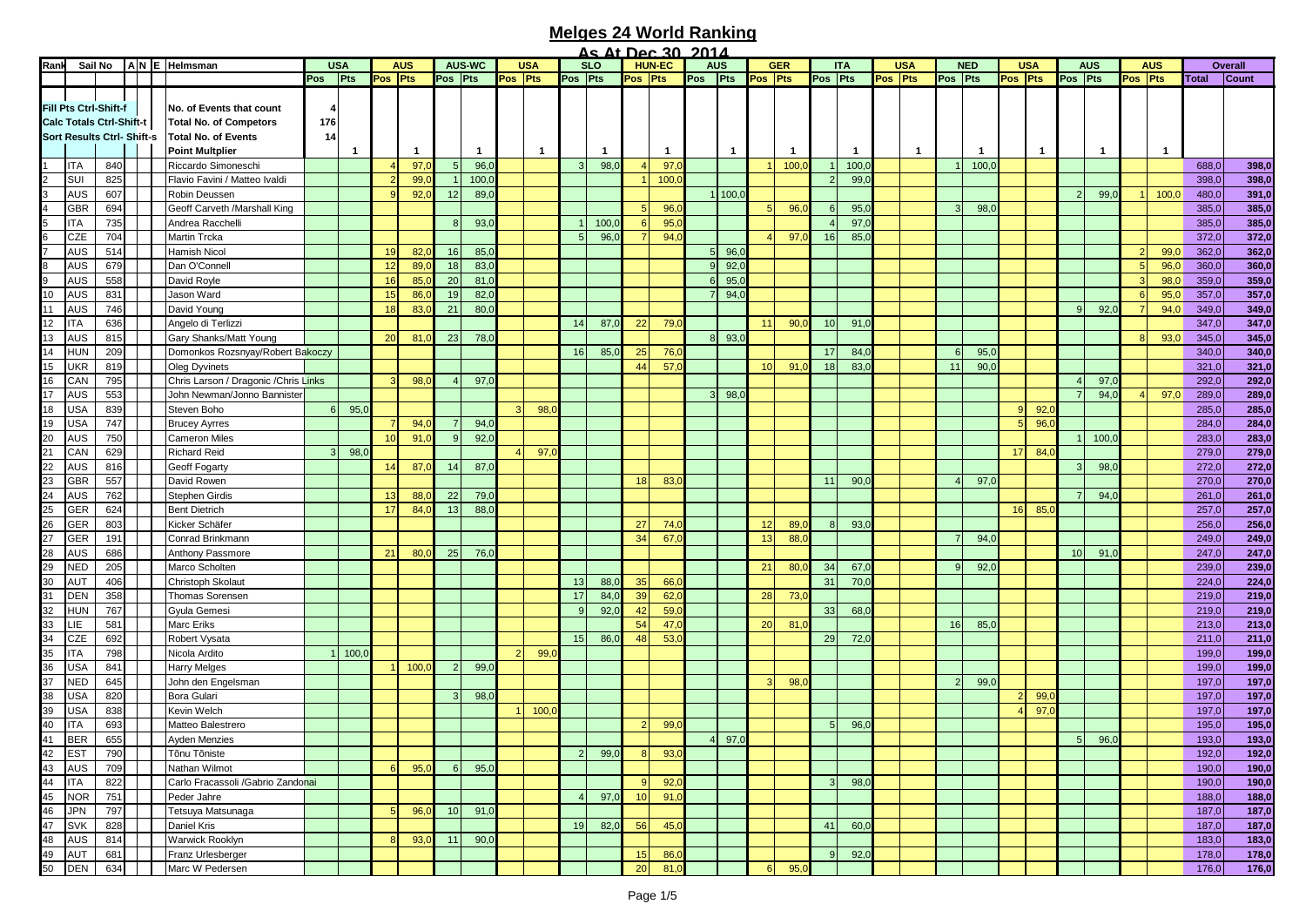# Melges 24 World Ranking

## As At Dec 30, 2014

| Rank | Sail No | | A | N | E | Helmsman | USA | | AUS | | AUS-WC | | USA | | SLO | | HUN-EC | | AUS | | GER | | ITA | | USA | | NED | | USA | | AUS | | AUS | | Overall | |
|---|---|---|---|---|---|---|---|---|---|---|---|---|---|---|---|---|---|---|---|---|---|---|---|---|---|---|---|---|---|---|---|---|---|---|---|---|
| | | | | | | | Pos | Pts | Pos | Pts | Pos | Pts | Pos | Pts | Pos | Pts | Pos | Pts | Pos | Pts | Pos | Pts | Pos | Pts | Pos | Pts | Pos | Pts | Pos | Pts | Pos | Pts | Pos | Pts | Total | Count |
| Fill Pts Ctrl-Shift-f | | | | | | No. of Events that count | 4 | | | | | | | | | | | | | | | | | | | | | | | | | | | | | |
| Calc Totals Ctrl-Shift-t | | | | | | Total No. of Competors | 176 | | | | | | | | | | | | | | | | | | | | | | | | | | | | | |
| Sort Results Ctrl-Shift-s | | | | | | Total No. of Events | 14 | | | | | | | | | | | | | | | | | | | | | | | | | | | | | |
| | | | | | | Point Multplier | | 1 | | 1 | | 1 | | 1 | | 1 | | 1 | | 1 | | 1 | | 1 | | 1 | | 1 | | 1 | | 1 | | 1 | | |
| 1 | ITA | 840 | | | | Riccardo Simoneschi | | | 4 | 97,0 | 5 | 96,0 | | | 3 | 98,0 | 4 | 97,0 | | | 1 | 100,0 | 1 | 100,0 | | | 1 | 100,0 | | | | | | | 688,0 | 398,0 |
| 2 | SUI | 825 | | | | Flavio Favini / Matteo Ivaldi | | | 2 | 99,0 | 1 | 100,0 | | | | | 1 | 100,0 | | | | | 2 | 99,0 | | | | | | | | | | | 398,0 | 398,0 |
| 3 | AUS | 607 | | | | Robin Deussen | | | 9 | 92,0 | 12 | 89,0 | | | | | | | 1 | 100,0 | | | | | | | | | | | 2 | 99,0 | 1 | 100,0 | 480,0 | 391,0 |
| 4 | GBR | 694 | | | | Geoff Carveth /Marshall King | | | | | | | | | | | 5 | 96,0 | | | 5 | 96,0 | 6 | 95,0 | | | 3 | 98,0 | | | | | | | 385,0 | 385,0 |
| 5 | ITA | 735 | | | | Andrea Racchelli | | | | | 8 | 93,0 | | | 1 | 100,0 | 6 | 95,0 | | | | | 4 | 97,0 | | | | | | | | | | | 385,0 | 385,0 |
| 6 | CZE | 704 | | | | Martin Trcka | | | | | | | | | 5 | 96,0 | 7 | 94,0 | | | 4 | 97,0 | 16 | 85,0 | | | | | | | | | | | 372,0 | 372,0 |
| 7 | AUS | 514 | | | | Hamish Nicol | | | 19 | 82,0 | 16 | 85,0 | | | | | | | 5 | 96,0 | | | | | | | | | | | | | 2 | 99,0 | 362,0 | 362,0 |
| 8 | AUS | 679 | | | | Dan O'Connell | | | 12 | 89,0 | 18 | 83,0 | | | | | | | 9 | 92,0 | | | | | | | | | | | | | 5 | 96,0 | 360,0 | 360,0 |
| 9 | AUS | 558 | | | | David Royle | | | 16 | 85,0 | 20 | 81,0 | | | | | | | 6 | 95,0 | | | | | | | | | | | | | 3 | 98,0 | 359,0 | 359,0 |
| 10 | AUS | 831 | | | | Jason Ward | | | 15 | 86,0 | 19 | 82,0 | | | | | | | 7 | 94,0 | | | | | | | | | | | | | 6 | 95,0 | 357,0 | 357,0 |
| 11 | AUS | 746 | | | | David Young | | | 18 | 83,0 | 21 | 80,0 | | | | | | | | | | | | | | | | | | | 9 | 92,0 | 7 | 94,0 | 349,0 | 349,0 |
| 12 | ITA | 636 | | | | Angelo di Terlizzi | | | | | | | | | 14 | 87,0 | 22 | 79,0 | | | 11 | 90,0 | 10 | 91,0 | | | | | | | | | | | 347,0 | 347,0 |
| 13 | AUS | 815 | | | | Gary Shanks/Matt Young | | | 20 | 81,0 | 23 | 78,0 | | | | | | | 8 | 93,0 | | | | | | | | | | | | | 8 | 93,0 | 345,0 | 345,0 |
| 14 | HUN | 209 | | | | Domonkos Rozsnyay/Robert Bakoczy | | | | | | | | | 16 | 85,0 | 25 | 76,0 | | | | | 17 | 84,0 | | | 6 | 95,0 | | | | | | | 340,0 | 340,0 |
| 15 | UKR | 819 | | | | Oleg Dyvinets | | | | | | | | | | | 44 | 57,0 | | | 10 | 91,0 | 18 | 83,0 | | | 11 | 90,0 | | | | | | | 321,0 | 321,0 |
| 16 | CAN | 795 | | | | Chris Larson / Dragonic /Chris Links | | | 3 | 98,0 | 4 | 97,0 | | | | | | | | | | | | | | | | | | | 4 | 97,0 | | | 292,0 | 292,0 |
| 17 | AUS | 553 | | | | John Newman/Jonno Bannister | | | | | | | | | | | | | 3 | 98,0 | | | | | | | | | | | 7 | 94,0 | 4 | 97,0 | 289,0 | 289,0 |
| 18 | USA | 839 | | | | Steven Boho | 6 | 95,0 | | | | | 3 | 98,0 | | | | | | | | | | | | | | | 9 | 92,0 | | | | | 285,0 | 285,0 |
| 19 | USA | 747 | | | | Brucey Ayrres | | | 7 | 94,0 | 7 | 94,0 | | | | | | | | | | | | | | | | | 5 | 96,0 | | | | | 284,0 | 284,0 |
| 20 | AUS | 750 | | | | Cameron Miles | | | 10 | 91,0 | 9 | 92,0 | | | | | | | | | | | | | | | | | | | 1 | 100,0 | | | 283,0 | 283,0 |
| 21 | CAN | 629 | | | | Richard Reid | 3 | 98,0 | | | | | 4 | 97,0 | | | | | | | | | | | | | | | 17 | 84,0 | | | | | 279,0 | 279,0 |
| 22 | AUS | 816 | | | | Geoff Fogarty | | | 14 | 87,0 | 14 | 87,0 | | | | | | | | | | | | | | | | | | | 3 | 98,0 | | | 272,0 | 272,0 |
| 23 | GBR | 557 | | | | David Rowen | | | | | | | | | | | 18 | 83,0 | | | | | 11 | 90,0 | | | 4 | 97,0 | | | | | | | 270,0 | 270,0 |
| 24 | AUS | 762 | | | | Stephen Girdis | | | 13 | 88,0 | 22 | 79,0 | | | | | | | | | | | | | | | | | | | 7 | 94,0 | | | 261,0 | 261,0 |
| 25 | GER | 624 | | | | Bent Dietrich | | | 17 | 84,0 | 13 | 88,0 | | | | | | | | | | | | | | | | | 16 | 85,0 | | | | | 257,0 | 257,0 |
| 26 | GER | 803 | | | | Kicker Schäfer | | | | | | | | | | | 27 | 74,0 | | | 12 | 89,0 | 8 | 93,0 | | | | | | | | | | | 256,0 | 256,0 |
| 27 | GER | 191 | | | | Conrad Brinkmann | | | | | | | | | | | 34 | 67,0 | | | 13 | 88,0 | | | | | 7 | 94,0 | | | | | | | 249,0 | 249,0 |
| 28 | AUS | 686 | | | | Anthony Passmore | | | 21 | 80,0 | 25 | 76,0 | | | | | | | | | | | | | | | | | | | 10 | 91,0 | | | 247,0 | 247,0 |
| 29 | NED | 205 | | | | Marco Scholten | | | | | | | | | | | | | | | 21 | 80,0 | 34 | 67,0 | | | 9 | 92,0 | | | | | | | 239,0 | 239,0 |
| 30 | AUT | 406 | | | | Christoph Skolaut | | | | | | | | | 13 | 88,0 | 35 | 66,0 | | | | | 31 | 70,0 | | | | | | | | | | | 224,0 | 224,0 |
| 31 | DEN | 358 | | | | Thomas Sorensen | | | | | | | | | 17 | 84,0 | 39 | 62,0 | | | 28 | 73,0 | | | | | | | | | | | | | 219,0 | 219,0 |
| 32 | HUN | 767 | | | | Gyula Gemesi | | | | | | | | | 9 | 92,0 | 42 | 59,0 | | | | | 33 | 68,0 | | | | | | | | | | | 219,0 | 219,0 |
| 33 | LIE | 581 | | | | Marc Eriks | | | | | | | | | | | 54 | 47,0 | | | 20 | 81,0 | | | | | 16 | 85,0 | | | | | | | 213,0 | 213,0 |
| 34 | CZE | 692 | | | | Robert Vysata | | | | | | | | | 15 | 86,0 | 48 | 53,0 | | | | | 29 | 72,0 | | | | | | | | | | | 211,0 | 211,0 |
| 35 | ITA | 798 | | | | Nicola Ardito | 1 | 100,0 | | | | | 2 | 99,0 | | | | | | | | | | | | | | | | | | | | | 199,0 | 199,0 |
| 36 | USA | 841 | | | | Harry Melges | | | 1 | 100,0 | 2 | 99,0 | | | | | | | | | | | | | | | | | | | | | | | 199,0 | 199,0 |
| 37 | NED | 645 | | | | John den Engelsman | | | | | | | | | | | | | | | 3 | 98,0 | | | | | 2 | 99,0 | | | | | | | 197,0 | 197,0 |
| 38 | USA | 820 | | | | Bora Gulari | | | | | 3 | 98,0 | | | | | | | | | | | | | | | | | 2 | 99,0 | | | | | 197,0 | 197,0 |
| 39 | USA | 838 | | | | Kevin Welch | | | | | | | 1 | 100,0 | | | | | | | | | | | | | | | 4 | 97,0 | | | | | 197,0 | 197,0 |
| 40 | ITA | 693 | | | | Matteo Balestrero | | | | | | | | | | | 2 | 99,0 | | | | | 5 | 96,0 | | | | | | | | | | | 195,0 | 195,0 |
| 41 | BER | 655 | | | | Ayden Menzies | | | | | | | | | | | | | 4 | 97,0 | | | | | | | | | | | 5 | 96,0 | | | 193,0 | 193,0 |
| 42 | EST | 790 | | | | Tõnu Tõniste | | | | | | | | | 2 | 99,0 | 8 | 93,0 | | | | | | | | | | | | | | | | | 192,0 | 192,0 |
| 43 | AUS | 709 | | | | Nathan Wilmot | | | 6 | 95,0 | 6 | 95,0 | | | | | | | | | | | | | | | | | | | | | | | 190,0 | 190,0 |
| 44 | ITA | 822 | | | | Carlo Fracassoli /Gabrio Zandonai | | | | | | | | | | | 9 | 92,0 | | | | | 3 | 98,0 | | | | | | | | | | | 190,0 | 190,0 |
| 45 | NOR | 751 | | | | Peder Jahre | | | | | | | | | 4 | 97,0 | 10 | 91,0 | | | | | | | | | | | | | | | | | 188,0 | 188,0 |
| 46 | JPN | 797 | | | | Tetsuya Matsunaga | | | 5 | 96,0 | 10 | 91,0 | | | | | | | | | | | | | | | | | | | | | | | 187,0 | 187,0 |
| 47 | SVK | 828 | | | | Daniel Kris | | | | | | | | | 19 | 82,0 | 56 | 45,0 | | | | | 41 | 60,0 | | | | | | | | | | | 187,0 | 187,0 |
| 48 | AUS | 814 | | | | Warwick Rooklyn | | | 8 | 93,0 | 11 | 90,0 | | | | | | | | | | | | | | | | | | | | | | | 183,0 | 183,0 |
| 49 | AUT | 681 | | | | Franz Urlesberger | | | | | | | | | | | 15 | 86,0 | | | | | 9 | 92,0 | | | | | | | | | | | 178,0 | 178,0 |
| 50 | DEN | 634 | | | | Marc W Pedersen | | | | | | | | | | | 20 | 81,0 | | | 6 | 95,0 | | | | | | | | | | | | | 176,0 | 176,0 |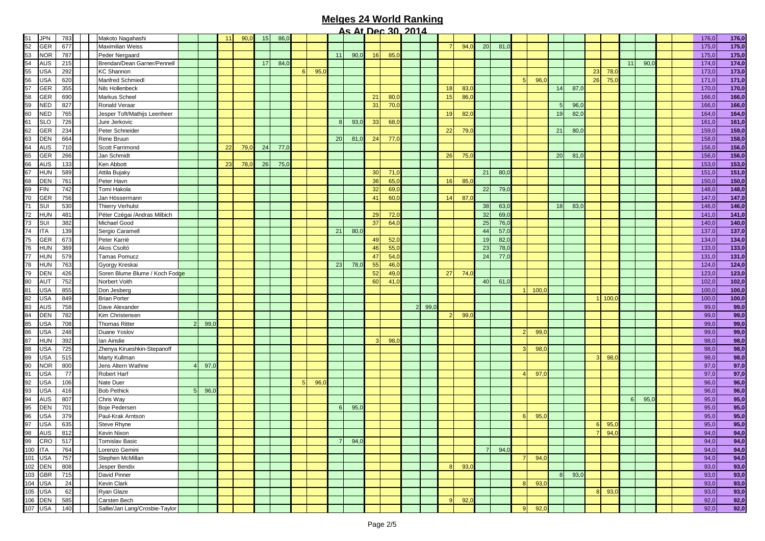## Melges 24 World Ranking

### As At Dec 30, 2014

| | | | | | | | | | | | | | | | | | | | | | | | | | | | | | | | | | |
|---|---|---|---|---|---|---|---|---|---|---|---|---|---|---|---|---|---|---|---|---|---|---|---|---|---|---|---|---|---|---|---|---|---|
| 51 | JPN | 783 | Makoto Nagahashi | | | 11 | 90,0 | 15 | 86,0 | | | | | | | | | | | | | | | | | | | | | | | 176,0 | 176,0 |
| 52 | GER | 677 | Maximilian Weiss | | | | | | | | | | | | | | | 7 | 94,0 | 20 | 81,0 | | | | | | | | | | | 175,0 | 175,0 |
| 53 | NOR | 787 | Peder Nergaard | | | | | | | | | 11 | 90,0 | 16 | 85,0 | | | | | | | | | | | | | | | | | 175,0 | 175,0 |
| 54 | AUS | 215 | Brendan/Dean Garner/Pennell | | | | | 17 | 84,0 | | | | | | | | | | | | | | | | | | | 11 | 90,0 | | | 174,0 | 174,0 |
| 55 | USA | 292 | KC Shannon | | | | | | | 6 | 95,0 | | | | | | | | | | | | | | | 23 | 78,0 | | | | | 173,0 | 173,0 |
| 56 | USA | 620 | Manfred Schmiedl | | | | | | | | | | | | | | | | | | | 5 | 96,0 | | | 26 | 75,0 | | | | | 171,0 | 171,0 |
| 57 | GER | 355 | Nils Hollenbeck | | | | | | | | | | | | | | | 18 | 83,0 | | | | | 14 | 87,0 | | | | | | | 170,0 | 170,0 |
| 58 | GER | 690 | Markus Scheel | | | | | | | | | | | 21 | 80,0 | | | 15 | 86,0 | | | | | | | | | | | | | 166,0 | 166,0 |
| 59 | NED | 827 | Ronald Veraar | | | | | | | | | | | 31 | 70,0 | | | | | | | | | 5 | 96,0 | | | | | | | 166,0 | 166,0 |
| 60 | NED | 765 | Jesper Toft/Mathijs Leenheer | | | | | | | | | | | | | | | 19 | 82,0 | | | | | 19 | 82,0 | | | | | | | 164,0 | 164,0 |
| 61 | SLO | 726 | Jure Jerkovic | | | | | | | | | 8 | 93,0 | 33 | 68,0 | | | | | | | | | | | | | | | | | 161,0 | 161,0 |
| 62 | GER | 234 | Peter Schneider | | | | | | | | | | | | | | | 22 | 79,0 | | | | | 21 | 80,0 | | | | | | | 159,0 | 159,0 |
| 63 | DEN | 664 | Rene Bruun | | | | | | | | | 20 | 81,0 | 24 | 77,0 | | | | | | | | | | | | | | | | | 158,0 | 158,0 |
| 64 | AUS | 710 | Scott Farrimond | | | 22 | 79,0 | 24 | 77,0 | | | | | | | | | | | | | | | | | | | | | | | 156,0 | 156,0 |
| 65 | GER | 266 | Jan Schmidt | | | | | | | | | | | | | | | 26 | 75,0 | | | | | 20 | 81,0 | | | | | | | 156,0 | 156,0 |
| 66 | AUS | 133 | Ken Abbott | | | 23 | 78,0 | 26 | 75,0 | | | | | | | | | | | | | | | | | | | | | | | 153,0 | 153,0 |
| 67 | HUN | 589 | Attila Bujaky | | | | | | | | | | | 30 | 71,0 | | | | | 21 | 80,0 | | | | | | | | | | | 151,0 | 151,0 |
| 68 | DEN | 761 | Peter Havn | | | | | | | | | | | 36 | 65,0 | | | 16 | 85,0 | | | | | | | | | | | | | 150,0 | 150,0 |
| 69 | FIN | 742 | Tomi Hakola | | | | | | | | | | | 32 | 69,0 | | | | | 22 | 79,0 | | | | | | | | | | | 148,0 | 148,0 |
| 70 | GER | 756 | Jan Hössermann | | | | | | | | | | | 41 | 60,0 | | | 14 | 87,0 | | | | | | | | | | | | | 147,0 | 147,0 |
| 71 | SUI | 530 | Thierry Verhulst | | | | | | | | | | | | | | | | | 38 | 63,0 | | | 18 | 83,0 | | | | | | | 146,0 | 146,0 |
| 72 | HUN | 481 | Péter Czégai /Andras Milbich | | | | | | | | | | | 29 | 72,0 | | | | | 32 | 69,0 | | | | | | | | | | | 141,0 | 141,0 |
| 73 | SUI | 382 | Michael Good | | | | | | | | | | | 37 | 64,0 | | | | | 25 | 76,0 | | | | | | | | | | | 140,0 | 140,0 |
| 74 | ITA | 139 | Sergio Caramell | | | | | | | | | 21 | 80,0 | | | | | | | 44 | 57,0 | | | | | | | | | | | 137,0 | 137,0 |
| 75 | GER | 673 | Peter Karrié | | | | | | | | | | | 49 | 52,0 | | | | | 19 | 82,0 | | | | | | | | | | | 134,0 | 134,0 |
| 76 | HUN | 369 | Akos Csoltó | | | | | | | | | | | 46 | 55,0 | | | | | 23 | 78,0 | | | | | | | | | | | 133,0 | 133,0 |
| 77 | HUN | 579 | Tamas Pomucz | | | | | | | | | | | 47 | 54,0 | | | | | 24 | 77,0 | | | | | | | | | | | 131,0 | 131,0 |
| 78 | HUN | 763 | Gyorgy Kreskai | | | | | | | | | 23 | 78,0 | 55 | 46,0 | | | | | | | | | | | | | | | | | 124,0 | 124,0 |
| 79 | DEN | 426 | Soren Blume Blume / Koch Fodge | | | | | | | | | | | 52 | 49,0 | | | 27 | 74,0 | | | | | | | | | | | | | 123,0 | 123,0 |
| 80 | AUT | 752 | Norbert Voith | | | | | | | | | | | 60 | 41,0 | | | | | 40 | 61,0 | | | | | | | | | | | 102,0 | 102,0 |
| 81 | USA | 855 | Don Jesberg | | | | | | | | | | | | | | | | | | | 1 | 100,0 | | | | | | | | | 100,0 | 100,0 |
| 82 | USA | 849 | Brian Porter | | | | | | | | | | | | | | | | | | | | | | | 1 | 100,0 | | | | | 100,0 | 100,0 |
| 83 | AUS | 758 | Dave Alexander | | | | | | | | | | | | | 2 | 99,0 | | | | | | | | | | | | | | | 99,0 | 99,0 |
| 84 | DEN | 782 | Kim Christensen | | | | | | | | | | | | | | | 2 | 99,0 | | | | | | | | | | | | | 99,0 | 99,0 |
| 85 | USA | 708 | Thomas Ritter | 2 | 99,0 | | | | | | | | | | | | | | | | | | | | | | | | | | | 99,0 | 99,0 |
| 86 | USA | 248 | Duane Yoslov | | | | | | | | | | | | | | | | | | | 2 | 99,0 | | | | | | | | | 99,0 | 99,0 |
| 87 | HUN | 392 | Ian Ainslie | | | | | | | | | | | 3 | 98,0 | | | | | | | | | | | | | | | | | 98,0 | 98,0 |
| 88 | USA | 725 | Zhenya Kirueshkin-Stepanoff | | | | | | | | | | | | | | | | | | | 3 | 98,0 | | | | | | | | | 98,0 | 98,0 |
| 89 | USA | 515 | Marty Kullman | | | | | | | | | | | | | | | | | | | | | | | 3 | 98,0 | | | | | 98,0 | 98,0 |
| 90 | NOR | 800 | Jens Altern Wathne | 4 | 97,0 | | | | | | | | | | | | | | | | | | | | | | | | | | | 97,0 | 97,0 |
| 91 | USA | 77 | Robert Harf | | | | | | | | | | | | | | | | | | | 4 | 97,0 | | | | | | | | | 97,0 | 97,0 |
| 92 | USA | 106 | Nate Duer | | | | | | | 5 | 96,0 | | | | | | | | | | | | | | | | | | | | | 96,0 | 96,0 |
| 93 | USA | 416 | Bob Pethick | 5 | 96,0 | | | | | | | | | | | | | | | | | | | | | | | | | | | 96,0 | 96,0 |
| 94 | AUS | 807 | Chris Way | | | | | | | | | | | | | | | | | | | | | | | | | 6 | 95,0 | | | 95,0 | 95,0 |
| 95 | DEN | 701 | Boje Pedersen | | | | | | | | | 6 | 95,0 | | | | | | | | | | | | | | | | | | | 95,0 | 95,0 |
| 96 | USA | 379 | Paul-Krak Arntson | | | | | | | | | | | | | | | | | | | 6 | 95,0 | | | | | | | | | 95,0 | 95,0 |
| 97 | USA | 635 | Steve Rhyne | | | | | | | | | | | | | | | | | | | | | | | 6 | 95,0 | | | | | 95,0 | 95,0 |
| 98 | AUS | 812 | Kevin Nixon | | | | | | | | | | | | | | | | | | | | | | | 7 | 94,0 | | | | | 94,0 | 94,0 |
| 99 | CRO | 517 | Tomislav Basic | | | | | | | | | 7 | 94,0 | | | | | | | | | | | | | | | | | | | 94,0 | 94,0 |
| 100 | ITA | 764 | Lorenzo Gemini | | | | | | | | | | | | | | | | | 7 | 94,0 | | | | | | | | | | | 94,0 | 94,0 |
| 101 | USA | 757 | Stephen McMillan | | | | | | | | | | | | | | | | | | | 7 | 94,0 | | | | | | | | | 94,0 | 94,0 |
| 102 | DEN | 808 | Jesper Bendix | | | | | | | | | | | | | | | 8 | 93,0 | | | | | | | | | | | | | 93,0 | 93,0 |
| 103 | GBR | 715 | David Pinner | | | | | | | | | | | | | | | | | | | | | 8 | 93,0 | | | | | | | 93,0 | 93,0 |
| 104 | USA | 24 | Kevin Clark | | | | | | | | | | | | | | | | | | | 8 | 93,0 | | | | | | | | | 93,0 | 93,0 |
| 105 | USA | 62 | Ryan Glaze | | | | | | | | | | | | | | | | | | | | | | | 8 | 93,0 | | | | | 93,0 | 93,0 |
| 106 | DEN | 585 | Carsten Bech | | | | | | | | | | | | | | | 9 | 92,0 | | | | | | | | | | | | | 92,0 | 92,0 |
| 107 | USA | 140 | Sallie/Jan Lang/Crosbie-Taylor | | | | | | | | | | | | | | | | | | | 9 | 92,0 | | | | | | | | | 92,0 | 92,0 |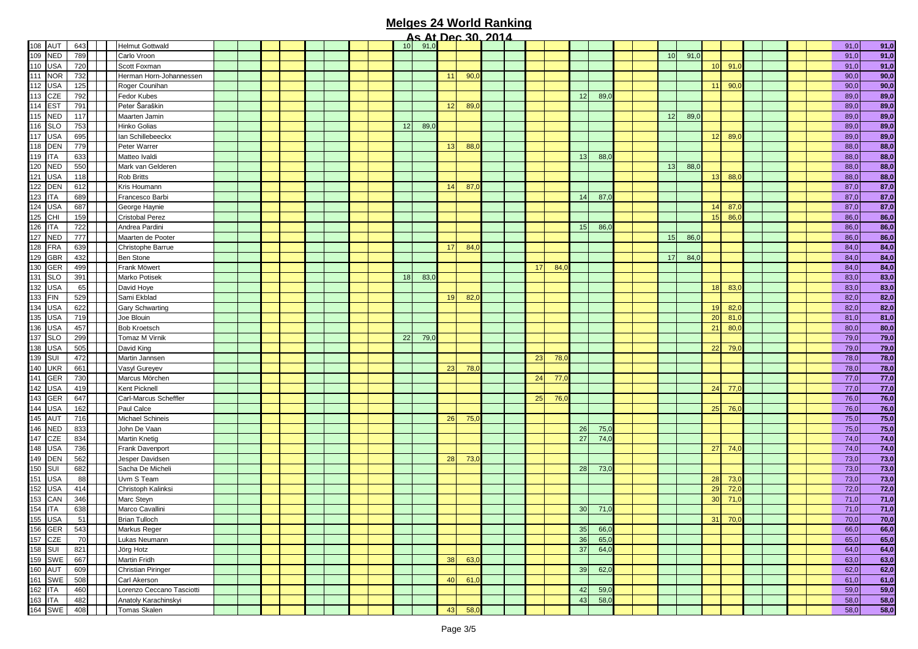# Melges 24 World Ranking

## As At Dec 30, 2014

| | | | | | | | | | | | | | | | | | | | | | | | | | | | | | | | | | | | |
|---|---|---|---|---|---|---|---|---|---|---|---|---|---|---|---|---|---|---|---|---|---|---|---|---|---|---|---|---|---|---|---|---|---|---|---|
| 108 | AUT | 643 | | | Helmut Gottwald | | | | | | | | | 10 | 91,0 | | | | | | | | | | | | | | | | | | | 91,0 | 91,0 |
| 109 | NED | 789 | | | Carlo Vroon | | | | | | | | | | | | | | | | | | | | | | | | | 10 | 91,0 | | | | | | | 91,0 | 91,0 |
| 110 | USA | 720 | | | Scott Foxman | | | | | | | | | | | | | | | | | | | | | | | | | | | 10 | 91,0 | | | | | 91,0 | 91,0 |
| 111 | NOR | 732 | | | Herman Horn-Johannessen | | | | | | | | | | | 11 | 90,0 | | | | | | | | | | | | | | | | | 90,0 | 90,0 |
| 112 | USA | 125 | | | Roger Counihan | | | | | | | | | | | | | | | | | | | | | | | 11 | 90,0 | | | | | 90,0 | 90,0 |
| 113 | CZE | 792 | | | Fedor Kubes | | | | | | | | | | | | | | | | | 12 | 89,0 | | | | | | | | | | | 89,0 | 89,0 |
| 114 | EST | 791 | | | Peter Šaraškin | | | | | | | | | | | 12 | 89,0 | | | | | | | | | | | | | | | | | 89,0 | 89,0 |
| 115 | NED | 117 | | | Maarten Jamin | | | | | | | | | | | | | | | | | | | | | 12 | 89,0 | | | | | | | 89,0 | 89,0 |
| 116 | SLO | 753 | | | Hinko Golias | | | | | | | | | 12 | 89,0 | | | | | | | | | | | | | | | | | | | 89,0 | 89,0 |
| 117 | USA | 695 | | | Ian Schillebeeckx | | | | | | | | | | | | | | | | | | | | | | | 12 | 89,0 | | | | | 89,0 | 89,0 |
| 118 | DEN | 779 | | | Peter Warrer | | | | | | | | | | | 13 | 88,0 | | | | | | | | | | | | | | | | | 88,0 | 88,0 |
| 119 | ITA | 633 | | | Matteo Ivaldi | | | | | | | | | | | | | | | | | 13 | 88,0 | | | | | | | | | | | 88,0 | 88,0 |
| 120 | NED | 550 | | | Mark van Gelderen | | | | | | | | | | | | | | | | | | | | | 13 | 88,0 | | | | | | | 88,0 | 88,0 |
| 121 | USA | 118 | | | Rob Britts | | | | | | | | | | | | | | | | | | | | | | | 13 | 88,0 | | | | | 88,0 | 88,0 |
| 122 | DEN | 612 | | | Kris Houmann | | | | | | | | | | | 14 | 87,0 | | | | | | | | | | | | | | | | | 87,0 | 87,0 |
| 123 | ITA | 689 | | | Francesco Barbi | | | | | | | | | | | | | | | | | 14 | 87,0 | | | | | | | | | | | 87,0 | 87,0 |
| 124 | USA | 687 | | | George Haynie | | | | | | | | | | | | | | | | | | | | | | | 14 | 87,0 | | | | | 87,0 | 87,0 |
| 125 | CHI | 159 | | | Cristobal Perez | | | | | | | | | | | | | | | | | | | | | | | 15 | 86,0 | | | | | 86,0 | 86,0 |
| 126 | ITA | 722 | | | Andrea Pardini | | | | | | | | | | | | | | | | | 15 | 86,0 | | | | | | | | | | | 86,0 | 86,0 |
| 127 | NED | 777 | | | Maarten de Pooter | | | | | | | | | | | | | | | | | | | | | 15 | 86,0 | | | | | | | 86,0 | 86,0 |
| 128 | FRA | 639 | | | Christophe Barrue | | | | | | | | | | | 17 | 84,0 | | | | | | | | | | | | | | | | | 84,0 | 84,0 |
| 129 | GBR | 432 | | | Ben Stone | | | | | | | | | | | | | | | | | | | | | 17 | 84,0 | | | | | | | 84,0 | 84,0 |
| 130 | GER | 499 | | | Frank Möwert | | | | | | | | | | | | | | | 17 | 84,0 | | | | | | | | | | | | | 84,0 | 84,0 |
| 131 | SLO | 391 | | | Marko Potisek | | | | | | | | | 18 | 83,0 | | | | | | | | | | | | | | | | | | | 83,0 | 83,0 |
| 132 | USA | 65 | | | David Hoye | | | | | | | | | | | | | | | | | | | | | | | 18 | 83,0 | | | | | 83,0 | 83,0 |
| 133 | FIN | 529 | | | Sami Ekblad | | | | | | | | | | | 19 | 82,0 | | | | | | | | | | | | | | | | | 82,0 | 82,0 |
| 134 | USA | 622 | | | Gary Schwarting | | | | | | | | | | | | | | | | | | | | | | | 19 | 82,0 | | | | | 82,0 | 82,0 |
| 135 | USA | 719 | | | Joe Blouin | | | | | | | | | | | | | | | | | | | | | | | 20 | 81,0 | | | | | 81,0 | 81,0 |
| 136 | USA | 457 | | | Bob Kroetsch | | | | | | | | | | | | | | | | | | | | | | | 21 | 80,0 | | | | | 80,0 | 80,0 |
| 137 | SLO | 299 | | | Tomaz M Virnik | | | | | | | | | 22 | 79,0 | | | | | | | | | | | | | | | | | | | 79,0 | 79,0 |
| 138 | USA | 505 | | | David King | | | | | | | | | | | | | | | | | | | | | | | 22 | 79,0 | | | | | 79,0 | 79,0 |
| 139 | SUI | 472 | | | Martin Jannsen | | | | | | | | | | | | | | | 23 | 78,0 | | | | | | | | | | | | | 78,0 | 78,0 |
| 140 | UKR | 661 | | | Vasyl Gureyev | | | | | | | | | | | 23 | 78,0 | | | | | | | | | | | | | | | | | 78,0 | 78,0 |
| 141 | GER | 730 | | | Marcus Mörchen | | | | | | | | | | | | | | | 24 | 77,0 | | | | | | | | | | | | | 77,0 | 77,0 |
| 142 | USA | 419 | | | Kent Picknell | | | | | | | | | | | | | | | | | | | | | | | 24 | 77,0 | | | | | 77,0 | 77,0 |
| 143 | GER | 647 | | | Carl-Marcus Scheffler | | | | | | | | | | | | | | | 25 | 76,0 | | | | | | | | | | | | | 76,0 | 76,0 |
| 144 | USA | 162 | | | Paul Calce | | | | | | | | | | | | | | | | | | | | | | | 25 | 76,0 | | | | | 76,0 | 76,0 |
| 145 | AUT | 716 | | | Michael Schineis | | | | | | | | | | | 26 | 75,0 | | | | | | | | | | | | | | | | | 75,0 | 75,0 |
| 146 | NED | 833 | | | John De Vaan | | | | | | | | | | | | | | | | | 26 | 75,0 | | | | | | | | | | | 75,0 | 75,0 |
| 147 | CZE | 834 | | | Martin Knetig | | | | | | | | | | | | | | | | | 27 | 74,0 | | | | | | | | | | | 74,0 | 74,0 |
| 148 | USA | 736 | | | Frank Davenport | | | | | | | | | | | | | | | | | | | | | | | 27 | 74,0 | | | | | 74,0 | 74,0 |
| 149 | DEN | 562 | | | Jesper Davidsen | | | | | | | | | | | 28 | 73,0 | | | | | | | | | | | | | | | | | 73,0 | 73,0 |
| 150 | SUI | 682 | | | Sacha De Micheli | | | | | | | | | | | | | | | | | 28 | 73,0 | | | | | | | | | | | 73,0 | 73,0 |
| 151 | USA | 88 | | | Uvm S Team | | | | | | | | | | | | | | | | | | | | | | | 28 | 73,0 | | | | | 73,0 | 73,0 |
| 152 | USA | 414 | | | Christoph Kalinksi | | | | | | | | | | | | | | | | | | | | | | | 29 | 72,0 | | | | | 72,0 | 72,0 |
| 153 | CAN | 346 | | | Marc Steyn | | | | | | | | | | | | | | | | | | | | | | | 30 | 71,0 | | | | | 71,0 | 71,0 |
| 154 | ITA | 638 | | | Marco Cavallini | | | | | | | | | | | | | | | | | 30 | 71,0 | | | | | | | | | | | 71,0 | 71,0 |
| 155 | USA | 51 | | | Brian Tulloch | | | | | | | | | | | | | | | | | | | | | | | 31 | 70,0 | | | | | 70,0 | 70,0 |
| 156 | GER | 543 | | | Markus Reger | | | | | | | | | | | | | | | | | 35 | 66,0 | | | | | | | | | | | 66,0 | 66,0 |
| 157 | CZE | 70 | | | Lukas Neumann | | | | | | | | | | | | | | | | | 36 | 65,0 | | | | | | | | | | | 65,0 | 65,0 |
| 158 | SUI | 821 | | | Jörg Hotz | | | | | | | | | | | | | | | | | 37 | 64,0 | | | | | | | | | | | 64,0 | 64,0 |
| 159 | SWE | 667 | | | Martin Fridh | | | | | | | | | | | 38 | 63,0 | | | | | | | | | | | | | | | | | 63,0 | 63,0 |
| 160 | AUT | 609 | | | Christian Piringer | | | | | | | | | | | | | | | | | 39 | 62,0 | | | | | | | | | | | 62,0 | 62,0 |
| 161 | SWE | 508 | | | Carl Akerson | | | | | | | | | | | 40 | 61,0 | | | | | | | | | | | | | | | | | 61,0 | 61,0 |
| 162 | ITA | 460 | | | Lorenzo Ceccano Tasciotti | | | | | | | | | | | | | | | | | 42 | 59,0 | | | | | | | | | | | 59,0 | 59,0 |
| 163 | ITA | 482 | | | Anatoly Karachinskyi | | | | | | | | | | | | | | | | | 43 | 58,0 | | | | | | | | | | | 58,0 | 58,0 |
| 164 | SWE | 408 | | | Tomas Skalen | | | | | | | | | | | 43 | 58,0 | | | | | | | | | | | | | | | | | 58,0 | 58,0 |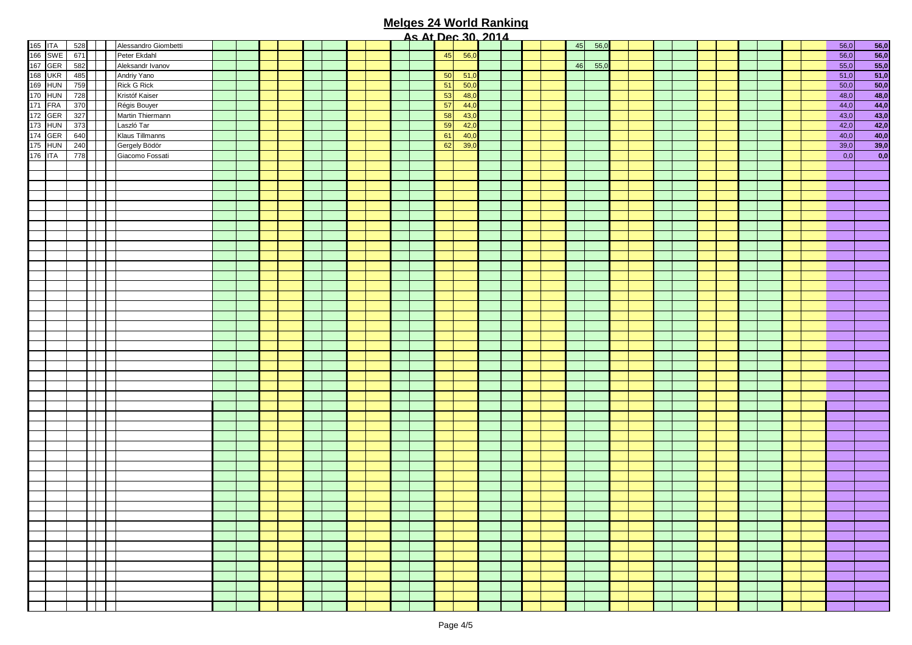# Melges 24 World Ranking

## As At Dec 30, 2014

| | | | | | | | | | | | | | | | | | | | | | | | | | | | | | | | | | | | |
|---|---|---|---|---|---|---|---|---|---|---|---|---|---|---|---|---|---|---|---|---|---|---|---|---|---|---|---|---|---|---|---|---|---|---|---|
| 165 | ITA | 528 | | | Alessandro Giombetti | | | | | | | | | | | | | | | | | 45 | 56,0 | | | | | | | | | | | 56,0 | **56,0** |
| 166 | SWE | 671 | | | Peter Ekdahl | | | | | | | | | | | 45 | 56,0 | | | | | | | | | | | | | | | | | 56,0 | **56,0** |
| 167 | GER | 582 | | | Aleksandr Ivanov | | | | | | | | | | | | | | | | | 46 | 55,0 | | | | | | | | | | | 55,0 | **55,0** |
| 168 | UKR | 485 | | | Andriy Yano | | | | | | | | | | | 50 | 51,0 | | | | | | | | | | | | | | | | | 51,0 | **51,0** |
| 169 | HUN | 759 | | | Rick G Rick | | | | | | | | | | | 51 | 50,0 | | | | | | | | | | | | | | | | | 50,0 | **50,0** |
| 170 | HUN | 728 | | | Kristóf Kaiser | | | | | | | | | | | 53 | 48,0 | | | | | | | | | | | | | | | | | 48,0 | **48,0** |
| 171 | FRA | 370 | | | Régis Bouyer | | | | | | | | | | | 57 | 44,0 | | | | | | | | | | | | | | | | | 44,0 | **44,0** |
| 172 | GER | 327 | | | Martin Thiermann | | | | | | | | | | | 58 | 43,0 | | | | | | | | | | | | | | | | | 43,0 | **43,0** |
| 173 | HUN | 373 | | | Laszló Tar | | | | | | | | | | | 59 | 42,0 | | | | | | | | | | | | | | | | | 42,0 | **42,0** |
| 174 | GER | 640 | | | Klaus Tillmanns | | | | | | | | | | | 61 | 40,0 | | | | | | | | | | | | | | | | | 40,0 | **40,0** |
| 175 | HUN | 240 | | | Gergely Bödör | | | | | | | | | | | 62 | 39,0 | | | | | | | | | | | | | | | | | 39,0 | **39,0** |
| 176 | ITA | 778 | | | Giacomo Fossati | | | | | | | | | | | | | | | | | | | | | | | | | | | | | 0,0 | **0,0** |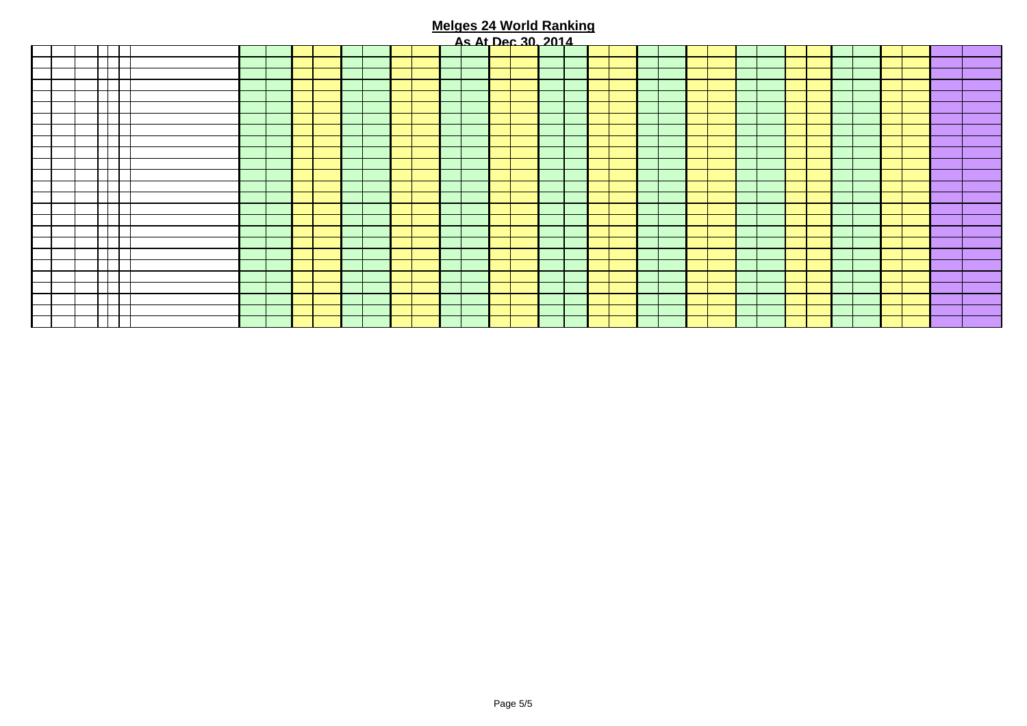**Melges 24 World Ranking**

**As At Dec 30, 2014**